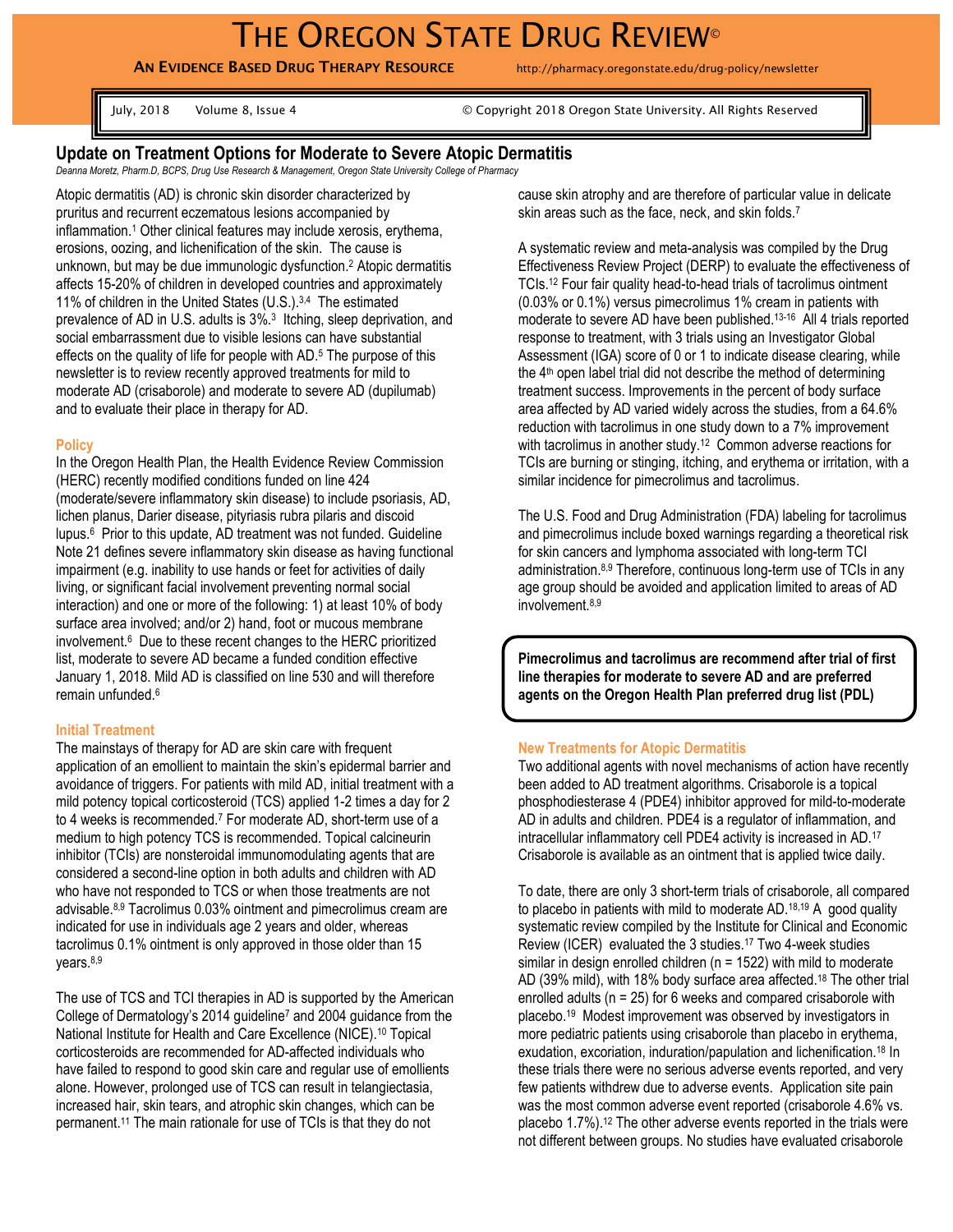# The Oregon State Drug Review©

**An Evidence Based Drug Therapy Resource** http://pharmacy.oregonstate.edu/drug-policy/newsletter

July, 2018 Volume 8, Issue 4 © Copyright 2018 Oregon State University. All Rights Reserved

## Update on Treatment Options for Moderate to Severe Atopic Dermatitis

*Deanna Moretz, Pharm.D, BCPS, Drug Use Research & Management, Oregon State University College of Pharmacy*

Atopic dermatitis (AD) is chronic skin disorder characterized by pruritus and recurrent eczematous lesions accompanied by inflammation.[1] Other clinical features may include xerosis, erythema, erosions, oozing, and lichenification of the skin. The cause is unknown, but may be due immunologic dysfunction.[2] Atopic dermatitis affects 15-20% of children in developed countries and approximately 11% of children in the United States (U.S.).[3,4] The estimated prevalence of AD in U.S. adults is 3%.[3] Itching, sleep deprivation, and social embarrassment due to visible lesions can have substantial effects on the quality of life for people with AD.[5] The purpose of this newsletter is to review recently approved treatments for mild to moderate AD (crisaborole) and moderate to severe AD (dupilumab) and to evaluate their place in therapy for AD.

### Policy

In the Oregon Health Plan, the Health Evidence Review Commission (HERC) recently modified conditions funded on line 424 (moderate/severe inflammatory skin disease) to include psoriasis, AD, lichen planus, Darier disease, pityriasis rubra pilaris and discoid lupus.[6] Prior to this update, AD treatment was not funded. Guideline Note 21 defines severe inflammatory skin disease as having functional impairment (e.g. inability to use hands or feet for activities of daily living, or significant facial involvement preventing normal social interaction) and one or more of the following: 1) at least 10% of body surface area involved; and/or 2) hand, foot or mucous membrane involvement.[6] Due to these recent changes to the HERC prioritized list, moderate to severe AD became a funded condition effective January 1, 2018. Mild AD is classified on line 530 and will therefore remain unfunded.[6]

### Initial Treatment

The mainstays of therapy for AD are skin care with frequent application of an emollient to maintain the skin's epidermal barrier and avoidance of triggers. For patients with mild AD, initial treatment with a mild potency topical corticosteroid (TCS) applied 1-2 times a day for 2 to 4 weeks is recommended.[7] For moderate AD, short-term use of a medium to high potency TCS is recommended. Topical calcineurin inhibitor (TCIs) are nonsteroidal immunomodulating agents that are considered a second-line option in both adults and children with AD who have not responded to TCS or when those treatments are not advisable.[8,9] Tacrolimus 0.03% ointment and pimecrolimus cream are indicated for use in individuals age 2 years and older, whereas tacrolimus 0.1% ointment is only approved in those older than 15 years.[8,9]

The use of TCS and TCI therapies in AD is supported by the American College of Dermatology's 2014 guideline[7] and 2004 guidance from the National Institute for Health and Care Excellence (NICE).[10] Topical corticosteroids are recommended for AD-affected individuals who have failed to respond to good skin care and regular use of emollients alone. However, prolonged use of TCS can result in telangiectasia, increased hair, skin tears, and atrophic skin changes, which can be permanent.[11] The main rationale for use of TCIs is that they do not cause skin atrophy and are therefore of particular value in delicate skin areas such as the face, neck, and skin folds.[7]

A systematic review and meta-analysis was compiled by the Drug Effectiveness Review Project (DERP) to evaluate the effectiveness of TCIs.[12] Four fair quality head-to-head trials of tacrolimus ointment (0.03% or 0.1%) versus pimecrolimus 1% cream in patients with moderate to severe AD have been published.[13-16] All 4 trials reported response to treatment, with 3 trials using an Investigator Global Assessment (IGA) score of 0 or 1 to indicate disease clearing, while the 4th open label trial did not describe the method of determining treatment success. Improvements in the percent of body surface area affected by AD varied widely across the studies, from a 64.6% reduction with tacrolimus in one study down to a 7% improvement with tacrolimus in another study.[12] Common adverse reactions for TCIs are burning or stinging, itching, and erythema or irritation, with a similar incidence for pimecrolimus and tacrolimus.

The U.S. Food and Drug Administration (FDA) labeling for tacrolimus and pimecrolimus include boxed warnings regarding a theoretical risk for skin cancers and lymphoma associated with long-term TCI administration.[8,9] Therefore, continuous long-term use of TCIs in any age group should be avoided and application limited to areas of AD involvement.[8,9]

**Pimecrolimus and tacrolimus are recommend after trial of first line therapies for moderate to severe AD and are preferred agents on the Oregon Health Plan preferred drug list (PDL)**

### New Treatments for Atopic Dermatitis

Two additional agents with novel mechanisms of action have recently been added to AD treatment algorithms. Crisaborole is a topical phosphodiesterase 4 (PDE4) inhibitor approved for mild-to-moderate AD in adults and children. PDE4 is a regulator of inflammation, and intracellular inflammatory cell PDE4 activity is increased in AD.[17] Crisaborole is available as an ointment that is applied twice daily.

To date, there are only 3 short-term trials of crisaborole, all compared to placebo in patients with mild to moderate AD.[18,19] A good quality systematic review compiled by the Institute for Clinical and Economic Review (ICER) evaluated the 3 studies.[17] Two 4-week studies similar in design enrolled children (n = 1522) with mild to moderate AD (39% mild), with 18% body surface area affected.[18] The other trial enrolled adults (n = 25) for 6 weeks and compared crisaborole with placebo.[19] Modest improvement was observed by investigators in more pediatric patients using crisaborole than placebo in erythema, exudation, excoriation, induration/papulation and lichenification.[18] In these trials there were no serious adverse events reported, and very few patients withdrew due to adverse events. Application site pain was the most common adverse event reported (crisaborole 4.6% vs. placebo 1.7%).[12] The other adverse events reported in the trials were not different between groups. No studies have evaluated crisaborole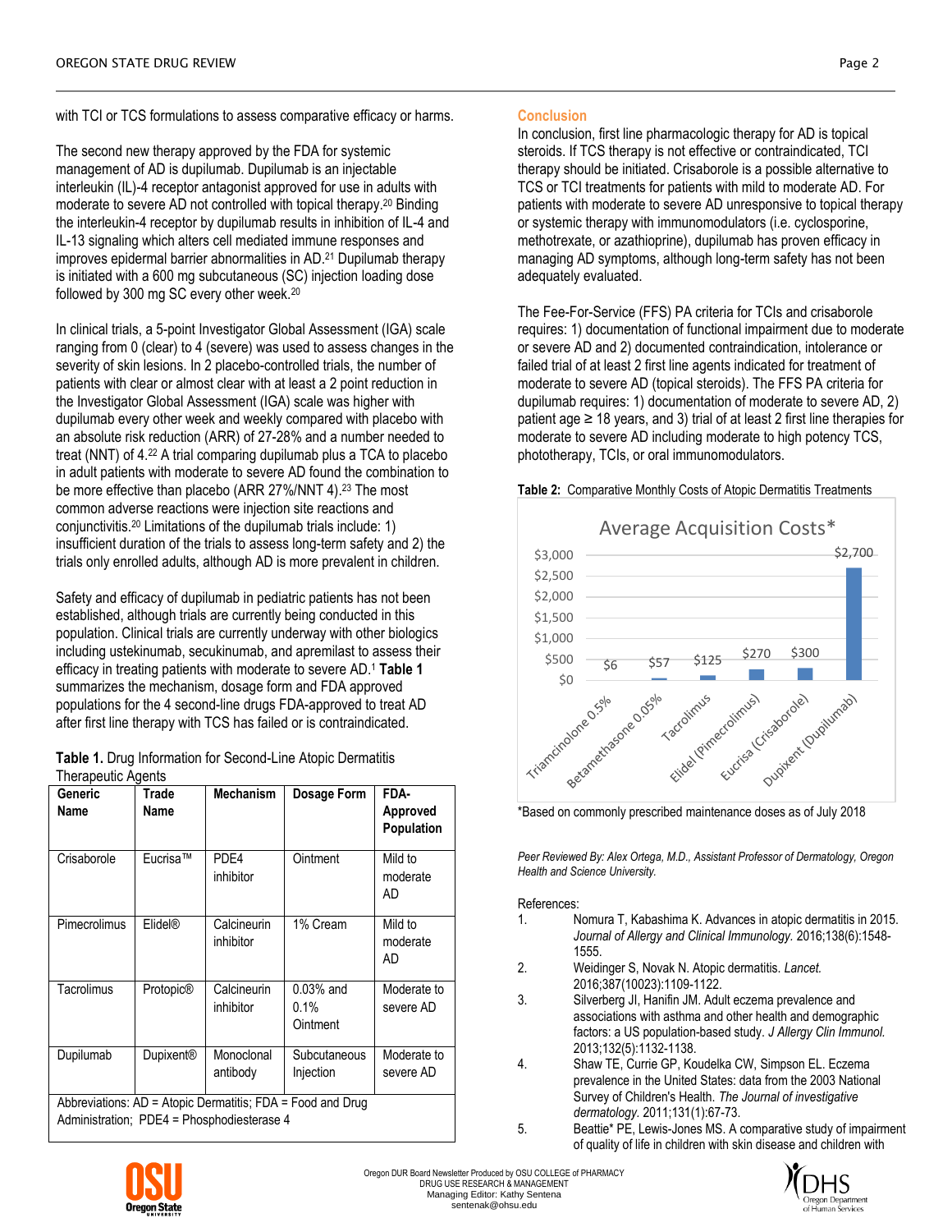with TCI or TCS formulations to assess comparative efficacy or harms.

The second new therapy approved by the FDA for systemic management of AD is dupilumab. Dupilumab is an injectable interleukin (IL)-4 receptor antagonist approved for use in adults with moderate to severe AD not controlled with topical therapy.[20] Binding the interleukin-4 receptor by dupilumab results in inhibition of IL-4 and IL-13 signaling which alters cell mediated immune responses and improves epidermal barrier abnormalities in AD.[21] Dupilumab therapy is initiated with a 600 mg subcutaneous (SC) injection loading dose followed by 300 mg SC every other week.[20]

In clinical trials, a 5-point Investigator Global Assessment (IGA) scale ranging from 0 (clear) to 4 (severe) was used to assess changes in the severity of skin lesions. In 2 placebo-controlled trials, the number of patients with clear or almost clear with at least a 2 point reduction in the Investigator Global Assessment (IGA) scale was higher with dupilumab every other week and weekly compared with placebo with an absolute risk reduction (ARR) of 27-28% and a number needed to treat (NNT) of 4.[22] A trial comparing dupilumab plus a TCA to placebo in adult patients with moderate to severe AD found the combination to be more effective than placebo (ARR 27%/NNT 4).[23] The most common adverse reactions were injection site reactions and conjunctivitis.[20] Limitations of the dupilumab trials include: 1) insufficient duration of the trials to assess long-term safety and 2) the trials only enrolled adults, although AD is more prevalent in children.

Safety and efficacy of dupilumab in pediatric patients has not been established, although trials are currently being conducted in this population. Clinical trials are currently underway with other biologics including ustekinumab, secukinumab, and apremilast to assess their efficacy in treating patients with moderate to severe AD.[1] **Table 1** summarizes the mechanism, dosage form and FDA approved populations for the 4 second-line drugs FDA-approved to treat AD after first line therapy with TCS has failed or is contraindicated.

**Table 1.** Drug Information for Second-Line Atopic Dermatitis Therapeutic Agents

| Generic Name | Trade Name | Mechanism | Dosage Form | FDA-Approved Population |
|---|---|---|---|---|
| Crisaborole | Eucrisa™ | PDE4 inhibitor | Ointment | Mild to moderate AD |
| Pimecrolimus | Elidel® | Calcineurin inhibitor | 1% Cream | Mild to moderate AD |
| Tacrolimus | Protopic® | Calcineurin inhibitor | 0.03% and 0.1% Ointment | Moderate to severe AD |
| Dupilumab | Dupixent® | Monoclonal antibody | Subcutaneous Injection | Moderate to severe AD |
| Abbreviations: AD = Atopic Dermatitis; FDA = Food and Drug Administration; PDE4 = Phosphodiesterase 4 | | | | |

## Conclusion

In conclusion, first line pharmacologic therapy for AD is topical steroids. If TCS therapy is not effective or contraindicated, TCI therapy should be initiated. Crisaborole is a possible alternative to TCS or TCI treatments for patients with mild to moderate AD. For patients with moderate to severe AD unresponsive to topical therapy or systemic therapy with immunomodulators (i.e. cyclosporine, methotrexate, or azathioprine), dupilumab has proven efficacy in managing AD symptoms, although long-term safety has not been adequately evaluated.

The Fee-For-Service (FFS) PA criteria for TCIs and crisaborole requires: 1) documentation of functional impairment due to moderate or severe AD and 2) documented contraindication, intolerance or failed trial of at least 2 first line agents indicated for treatment of moderate to severe AD (topical steroids). The FFS PA criteria for dupilumab requires: 1) documentation of moderate to severe AD, 2) patient age ≥ 18 years, and 3) trial of at least 2 first line therapies for moderate to severe AD including moderate to high potency TCS, phototherapy, TCIs, or oral immunomodulators.

**Table 2:** Comparative Monthly Costs of Atopic Dermatitis Treatments

Average Acquisition Costs*

| Treatment | Cost |
|---|---|
| Triamcinolone 0.5% | $6 |
| Betamethasone 0.05% | $57 |
| Tacrolimus | $125 |
| Elidel (Pimecrolimus) | $270 |
| Eucrisa (Crisaborole) | $300 |
| Dupixent (Dupilumab) | $2,700 |

*Based on commonly prescribed maintenance doses as of July 2018

*Peer Reviewed By: Alex Ortega, M.D., Assistant Professor of Dermatology, Oregon Health and Science University.*

References:

1. Nomura T, Kabashima K. Advances in atopic dermatitis in 2015. *Journal of Allergy and Clinical Immunology.* 2016;138(6):1548-1555.
2. Weidinger S, Novak N. Atopic dermatitis. *Lancet.* 2016;387(10023):1109-1122.
3. Silverberg JI, Hanifin JM. Adult eczema prevalence and associations with asthma and other health and demographic factors: a US population-based study. *J Allergy Clin Immunol.* 2013;132(5):1132-1138.
4. Shaw TE, Currie GP, Koudelka CW, Simpson EL. Eczema prevalence in the United States: data from the 2003 National Survey of Children's Health. *The Journal of investigative dermatology.* 2011;131(1):67-73.
5. Beattie* PE, Lewis-Jones MS. A comparative study of impairment of quality of life in children with skin disease and children with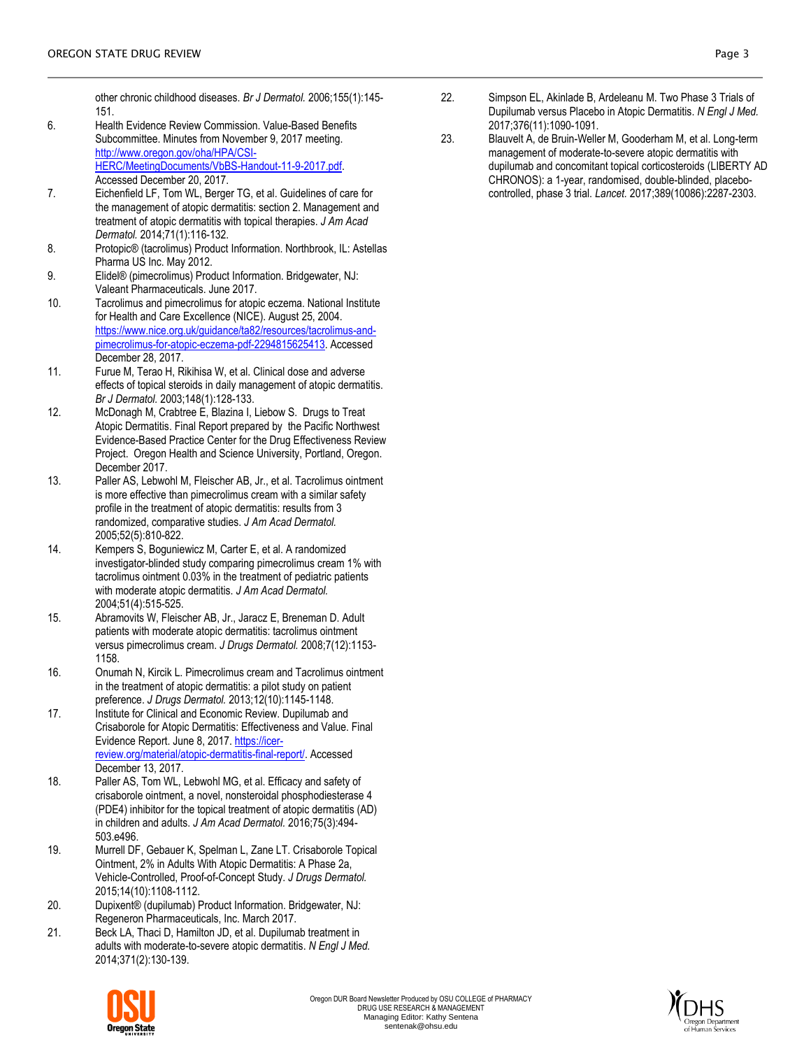other chronic childhood diseases. *Br J Dermatol.* 2006;155(1):145-151.

6. Health Evidence Review Commission. Value-Based Benefits Subcommittee. Minutes from November 9, 2017 meeting. http://www.oregon.gov/oha/HPA/CSI-HERC/MeetingDocuments/VbBS-Handout-11-9-2017.pdf. Accessed December 20, 2017.
7. Eichenfield LF, Tom WL, Berger TG, et al. Guidelines of care for the management of atopic dermatitis: section 2. Management and treatment of atopic dermatitis with topical therapies. *J Am Acad Dermatol.* 2014;71(1):116-132.
8. Protopic® (tacrolimus) Product Information. Northbrook, IL: Astellas Pharma US Inc. May 2012.
9. Elidel® (pimecrolimus) Product Information. Bridgewater, NJ: Valeant Pharmaceuticals. June 2017.
10. Tacrolimus and pimecrolimus for atopic eczema. National Institute for Health and Care Excellence (NICE). August 25, 2004. https://www.nice.org.uk/guidance/ta82/resources/tacrolimus-and-pimecrolimus-for-atopic-eczema-pdf-2294815625413. Accessed December 28, 2017.
11. Furue M, Terao H, Rikihisa W, et al. Clinical dose and adverse effects of topical steroids in daily management of atopic dermatitis. *Br J Dermatol.* 2003;148(1):128-133.
12. McDonagh M, Crabtree E, Blazina I, Liebow S. Drugs to Treat Atopic Dermatitis. Final Report prepared by the Pacific Northwest Evidence-Based Practice Center for the Drug Effectiveness Review Project. Oregon Health and Science University, Portland, Oregon. December 2017.
13. Paller AS, Lebwohl M, Fleischer AB, Jr., et al. Tacrolimus ointment is more effective than pimecrolimus cream with a similar safety profile in the treatment of atopic dermatitis: results from 3 randomized, comparative studies. *J Am Acad Dermatol.* 2005;52(5):810-822.
14. Kempers S, Boguniewicz M, Carter E, et al. A randomized investigator-blinded study comparing pimecrolimus cream 1% with tacrolimus ointment 0.03% in the treatment of pediatric patients with moderate atopic dermatitis. *J Am Acad Dermatol.* 2004;51(4):515-525.
15. Abramovits W, Fleischer AB, Jr., Jaracz E, Breneman D. Adult patients with moderate atopic dermatitis: tacrolimus ointment versus pimecrolimus cream. *J Drugs Dermatol.* 2008;7(12):1153-1158.
16. Onumah N, Kircik L. Pimecrolimus cream and Tacrolimus ointment in the treatment of atopic dermatitis: a pilot study on patient preference. *J Drugs Dermatol.* 2013;12(10):1145-1148.
17. Institute for Clinical and Economic Review. Dupilumab and Crisaborole for Atopic Dermatitis: Effectiveness and Value. Final Evidence Report. June 8, 2017. https://icer-review.org/material/atopic-dermatitis-final-report/. Accessed December 13, 2017.
18. Paller AS, Tom WL, Lebwohl MG, et al. Efficacy and safety of crisaborole ointment, a novel, nonsteroidal phosphodiesterase 4 (PDE4) inhibitor for the topical treatment of atopic dermatitis (AD) in children and adults. *J Am Acad Dermatol.* 2016;75(3):494-503.e496.
19. Murrell DF, Gebauer K, Spelman L, Zane LT. Crisaborole Topical Ointment, 2% in Adults With Atopic Dermatitis: A Phase 2a, Vehicle-Controlled, Proof-of-Concept Study. *J Drugs Dermatol.* 2015;14(10):1108-1112.
20. Dupixent® (dupilumab) Product Information. Bridgewater, NJ: Regeneron Pharmaceuticals, Inc. March 2017.
21. Beck LA, Thaci D, Hamilton JD, et al. Dupilumab treatment in adults with moderate-to-severe atopic dermatitis. *N Engl J Med.* 2014;371(2):130-139.
22. Simpson EL, Akinlade B, Ardeleanu M. Two Phase 3 Trials of Dupilumab versus Placebo in Atopic Dermatitis. *N Engl J Med.* 2017;376(11):1090-1091.
23. Blauvelt A, de Bruin-Weller M, Gooderham M, et al. Long-term management of moderate-to-severe atopic dermatitis with dupilumab and concomitant topical corticosteroids (LIBERTY AD CHRONOS): a 1-year, randomised, double-blinded, placebo-controlled, phase 3 trial. *Lancet.* 2017;389(10086):2287-2303.

Oregon DUR Board Newsletter Produced by OSU COLLEGE of PHARMACY DRUG USE RESEARCH & MANAGEMENT
Managing Editor: Kathy Sentena
sentenak@ohsu.edu